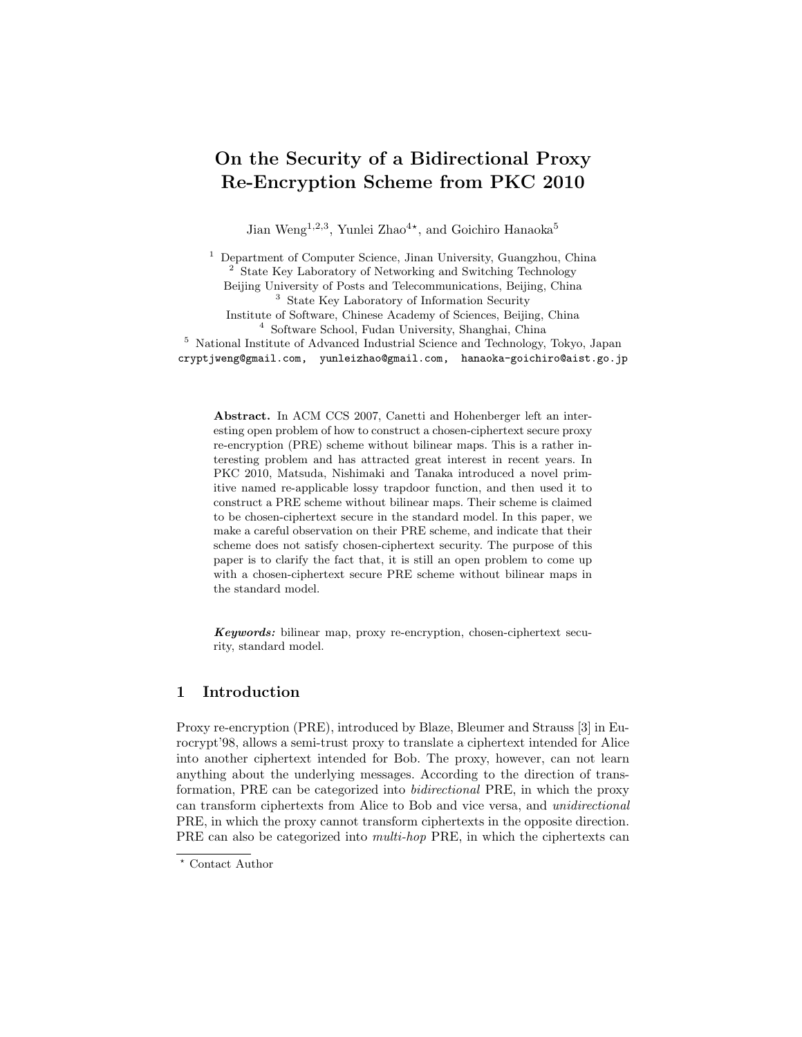# On the Security of a Bidirectional Proxy Re-Encryption Scheme from PKC 2010

Jian Weng[1,2,3], Yunlei Zhao[4⋆], and Goichiro Hanaoka[5]

[1] Department of Computer Science, Jinan University, Guangzhou, China
[2] State Key Laboratory of Networking and Switching Technology
Beijing University of Posts and Telecommunications, Beijing, China
[3] State Key Laboratory of Information Security
Institute of Software, Chinese Academy of Sciences, Beijing, China
[4] Software School, Fudan University, Shanghai, China
[5] National Institute of Advanced Industrial Science and Technology, Tokyo, Japan
cryptjweng@gmail.com, yunleizhao@gmail.com, hanaoka-goichiro@aist.go.jp

**Abstract.** In ACM CCS 2007, Canetti and Hohenberger left an interesting open problem of how to construct a chosen-ciphertext secure proxy re-encryption (PRE) scheme without bilinear maps. This is a rather interesting problem and has attracted great interest in recent years. In PKC 2010, Matsuda, Nishimaki and Tanaka introduced a novel primitive named re-applicable lossy trapdoor function, and then used it to construct a PRE scheme without bilinear maps. Their scheme is claimed to be chosen-ciphertext secure in the standard model. In this paper, we make a careful observation on their PRE scheme, and indicate that their scheme does not satisfy chosen-ciphertext security. The purpose of this paper is to clarify the fact that, it is still an open problem to come up with a chosen-ciphertext secure PRE scheme without bilinear maps in the standard model.

***Keywords:*** bilinear map, proxy re-encryption, chosen-ciphertext security, standard model.

## 1 Introduction

Proxy re-encryption (PRE), introduced by Blaze, Bleumer and Strauss [3] in Eurocrypt'98, allows a semi-trust proxy to translate a ciphertext intended for Alice into another ciphertext intended for Bob. The proxy, however, can not learn anything about the underlying messages. According to the direction of transformation, PRE can be categorized into *bidirectional* PRE, in which the proxy can transform ciphertexts from Alice to Bob and vice versa, and *unidirectional* PRE, in which the proxy cannot transform ciphertexts in the opposite direction. PRE can also be categorized into *multi-hop* PRE, in which the ciphertexts can

⋆ Contact Author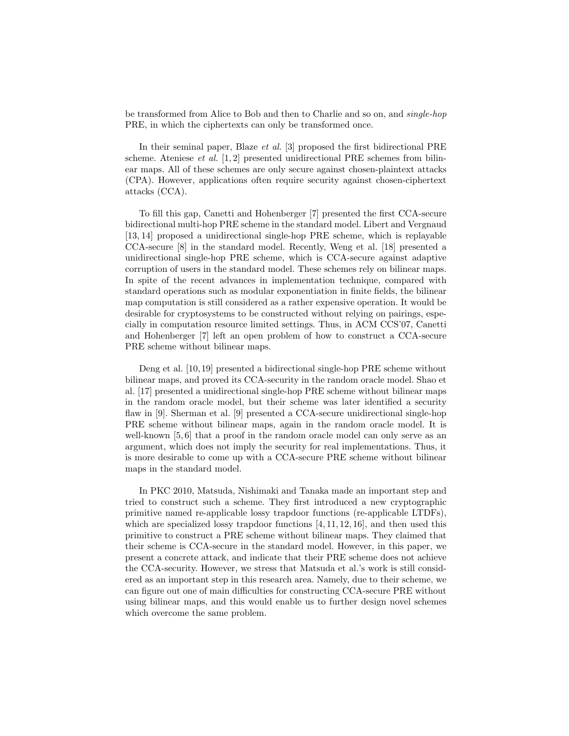be transformed from Alice to Bob and then to Charlie and so on, and *single-hop* PRE, in which the ciphertexts can only be transformed once.

In their seminal paper, Blaze *et al.* [3] proposed the first bidirectional PRE scheme. Ateniese *et al.* [1, 2] presented unidirectional PRE schemes from bilinear maps. All of these schemes are only secure against chosen-plaintext attacks (CPA). However, applications often require security against chosen-ciphertext attacks (CCA).

To fill this gap, Canetti and Hohenberger [7] presented the first CCA-secure bidirectional multi-hop PRE scheme in the standard model. Libert and Vergnaud [13, 14] proposed a unidirectional single-hop PRE scheme, which is replayable CCA-secure [8] in the standard model. Recently, Weng et al. [18] presented a unidirectional single-hop PRE scheme, which is CCA-secure against adaptive corruption of users in the standard model. These schemes rely on bilinear maps. In spite of the recent advances in implementation technique, compared with standard operations such as modular exponentiation in finite fields, the bilinear map computation is still considered as a rather expensive operation. It would be desirable for cryptosystems to be constructed without relying on pairings, especially in computation resource limited settings. Thus, in ACM CCS'07, Canetti and Hohenberger [7] left an open problem of how to construct a CCA-secure PRE scheme without bilinear maps.

Deng et al. [10, 19] presented a bidirectional single-hop PRE scheme without bilinear maps, and proved its CCA-security in the random oracle model. Shao et al. [17] presented a unidirectional single-hop PRE scheme without bilinear maps in the random oracle model, but their scheme was later identified a security flaw in [9]. Sherman et al. [9] presented a CCA-secure unidirectional single-hop PRE scheme without bilinear maps, again in the random oracle model. It is well-known [5, 6] that a proof in the random oracle model can only serve as an argument, which does not imply the security for real implementations. Thus, it is more desirable to come up with a CCA-secure PRE scheme without bilinear maps in the standard model.

In PKC 2010, Matsuda, Nishimaki and Tanaka made an important step and tried to construct such a scheme. They first introduced a new cryptographic primitive named re-applicable lossy trapdoor functions (re-applicable LTDFs), which are specialized lossy trapdoor functions [4, 11, 12, 16], and then used this primitive to construct a PRE scheme without bilinear maps. They claimed that their scheme is CCA-secure in the standard model. However, in this paper, we present a concrete attack, and indicate that their PRE scheme does not achieve the CCA-security. However, we stress that Matsuda et al.'s work is still considered as an important step in this research area. Namely, due to their scheme, we can figure out one of main difficulties for constructing CCA-secure PRE without using bilinear maps, and this would enable us to further design novel schemes which overcome the same problem.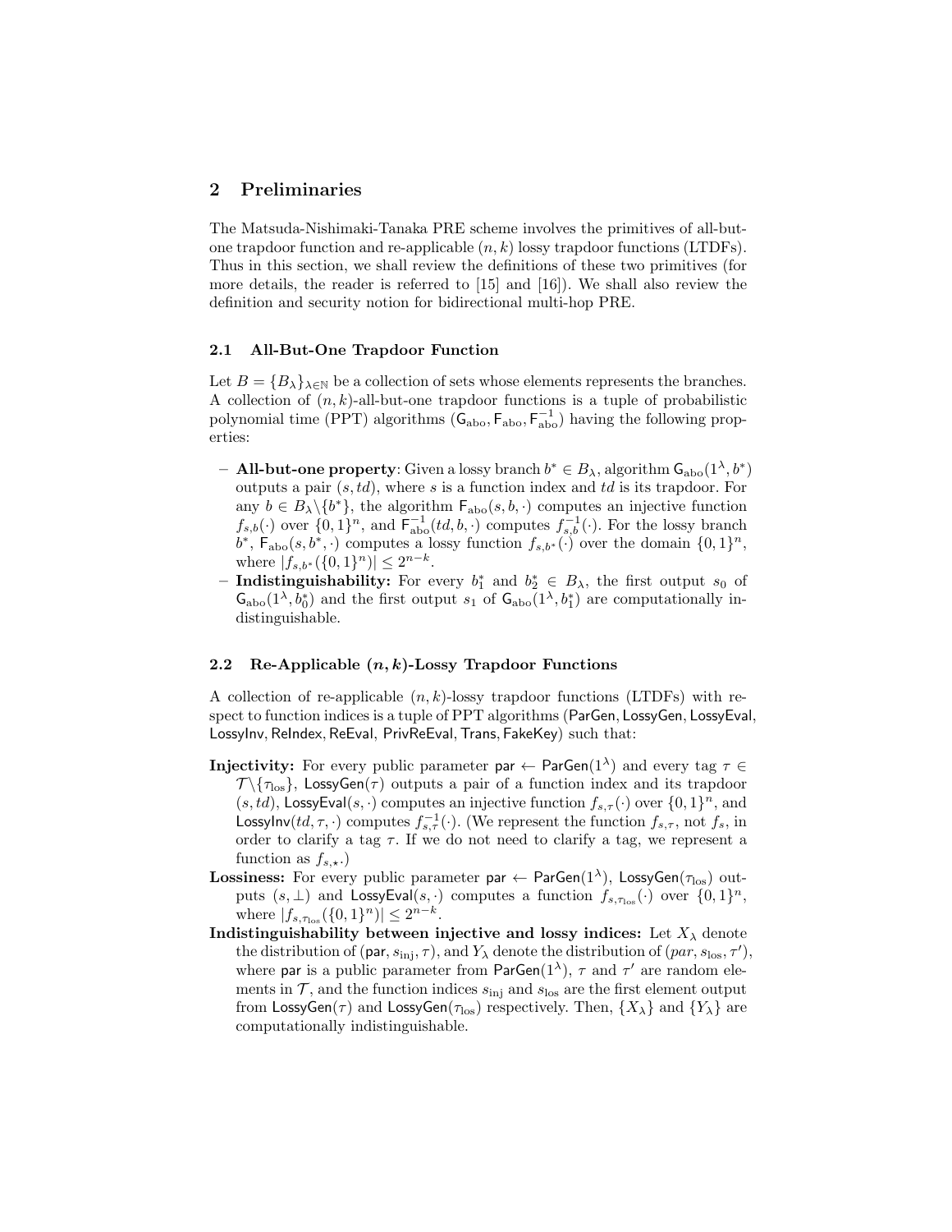## 2 Preliminaries

The Matsuda-Nishimaki-Tanaka PRE scheme involves the primitives of all-but-one trapdoor function and re-applicable $(n, k)$ lossy trapdoor functions (LTDFs). Thus in this section, we shall review the definitions of these two primitives (for more details, the reader is referred to [15] and [16]). We shall also review the definition and security notion for bidirectional multi-hop PRE.

### 2.1 All-But-One Trapdoor Function

Let $B = \{B_\lambda\}_{\lambda \in \mathbb{N}}$ be a collection of sets whose elements represents the branches. A collection of $(n, k)$-all-but-one trapdoor functions is a tuple of probabilistic polynomial time (PPT) algorithms $(\mathsf{G}_{\mathrm{abo}}, \mathsf{F}_{\mathrm{abo}}, \mathsf{F}_{\mathrm{abo}}^{-1})$ having the following properties:

- **All-but-one property**: Given a lossy branch $b^* \in B_\lambda$, algorithm $\mathsf{G}_{\mathrm{abo}}(1^\lambda, b^*)$ outputs a pair $(s, td)$, where $s$ is a function index and $td$ is its trapdoor. For any $b \in B_\lambda \backslash \{b^*\}$, the algorithm $\mathsf{F}_{\mathrm{abo}}(s, b, \cdot)$ computes an injective function $f_{s,b}(\cdot)$ over $\{0, 1\}^n$, and $\mathsf{F}_{\mathrm{abo}}^{-1}(td, b, \cdot)$ computes $f_{s,b}^{-1}(\cdot)$. For the lossy branch $b^*$, $\mathsf{F}_{\mathrm{abo}}(s, b^*, \cdot)$ computes a lossy function $f_{s,b^*}(\cdot)$ over the domain $\{0, 1\}^n$, where $|f_{s,b^*}(\{0, 1\}^n)| \leq 2^{n-k}$.
- **Indistinguishability:** For every $b_1^*$ and $b_2^* \in B_\lambda$, the first output $s_0$ of $\mathsf{G}_{\mathrm{abo}}(1^\lambda, b_0^*)$ and the first output $s_1$ of $\mathsf{G}_{\mathrm{abo}}(1^\lambda, b_1^*)$ are computationally indistinguishable.

### 2.2 Re-Applicable $(n, k)$-Lossy Trapdoor Functions

A collection of re-applicable $(n, k)$-lossy trapdoor functions (LTDFs) with respect to function indices is a tuple of PPT algorithms ($\mathsf{ParGen}$, $\mathsf{LossyGen}$, $\mathsf{LossyEval}$, $\mathsf{LossyInv}$, $\mathsf{ReIndex}$, $\mathsf{ReEval}$, $\mathsf{PrivReEval}$, $\mathsf{Trans}$, $\mathsf{FakeKey}$) such that:

**Injectivity:** For every public parameter $\mathsf{par} \leftarrow \mathsf{ParGen}(1^\lambda)$ and every tag $\tau \in \mathcal{T} \backslash \{\tau_{\mathrm{los}}\}$, $\mathsf{LossyGen}(\tau)$ outputs a pair of a function index and its trapdoor $(s, td)$, $\mathsf{LossyEval}(s, \cdot)$ computes an injective function $f_{s,\tau}(\cdot)$ over $\{0, 1\}^n$, and $\mathsf{LossyInv}(td, \tau, \cdot)$ computes $f_{s,\tau}^{-1}(\cdot)$. (We represent the function $f_{s,\tau}$, not $f_s$, in order to clarify a tag $\tau$. If we do not need to clarify a tag, we represent a function as $f_{s,\star}$.)

**Lossiness:** For every public parameter $\mathsf{par} \leftarrow \mathsf{ParGen}(1^\lambda)$, $\mathsf{LossyGen}(\tau_{\mathrm{los}})$ outputs $(s, \perp)$ and $\mathsf{LossyEval}(s, \cdot)$ computes a function $f_{s,\tau_{\mathrm{los}}}(\cdot)$ over $\{0, 1\}^n$, where $|f_{s,\tau_{\mathrm{los}}}(\{0, 1\}^n)| \leq 2^{n-k}$.

**Indistinguishability between injective and lossy indices:** Let $X_\lambda$ denote the distribution of $(\mathsf{par}, s_{\mathrm{inj}}, \tau)$, and $Y_\lambda$ denote the distribution of $(par, s_{\mathrm{los}}, \tau')$, where $\mathsf{par}$ is a public parameter from $\mathsf{ParGen}(1^\lambda)$, $\tau$ and $\tau'$ are random elements in $\mathcal{T}$, and the function indices $s_{\mathrm{inj}}$ and $s_{\mathrm{los}}$ are the first element output from $\mathsf{LossyGen}(\tau)$ and $\mathsf{LossyGen}(\tau_{\mathrm{los}})$ respectively. Then, $\{X_\lambda\}$ and $\{Y_\lambda\}$ are computationally indistinguishable.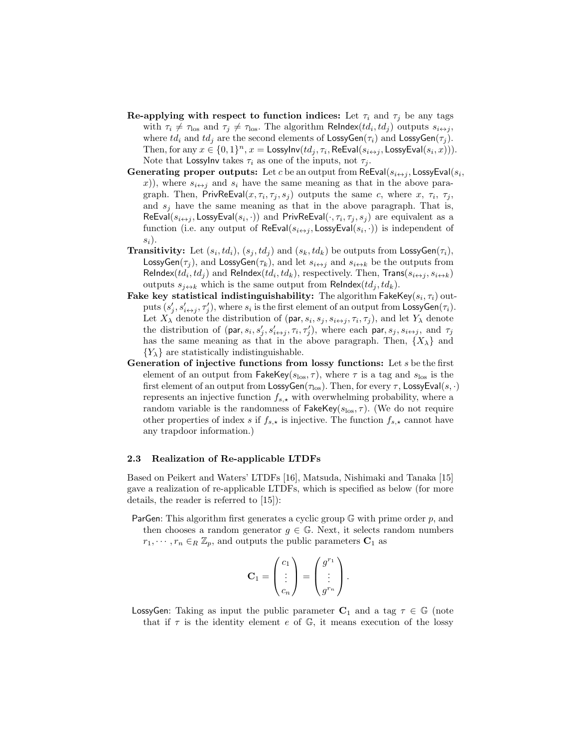- **Re-applying with respect to function indices:** Let $\tau_i$ and $\tau_j$ be any tags with $\tau_i \neq \tau_{\text{los}}$ and $\tau_j \neq \tau_{\text{los}}$. The algorithm $\mathsf{ReIndex}(td_i, td_j)$ outputs $s_{i \leftrightarrow j}$, where $td_i$ and $td_j$ are the second elements of $\mathsf{LossyGen}(\tau_i)$ and $\mathsf{LossyGen}(\tau_j)$. Then, for any $x \in \{0,1\}^n$, $x = \mathsf{LossyInv}(td_j, \tau_i, \mathsf{ReEval}(s_{i \leftrightarrow j}, \mathsf{LossyEval}(s_i, x)))$. Note that $\mathsf{LossyInv}$ takes $\tau_i$ as one of the inputs, not $\tau_j$.
- **Generating proper outputs:** Let $c$ be an output from $\mathsf{ReEval}(s_{i \leftrightarrow j}, \mathsf{LossyEval}(s_i, x))$, where $s_{i \leftrightarrow j}$ and $s_i$ have the same meaning as that in the above paragraph. Then, $\mathsf{PrivReEval}(x, \tau_i, \tau_j, s_j)$ outputs the same $c$, where $x$, $\tau_i$, $\tau_j$, and $s_j$ have the same meaning as that in the above paragraph. That is, $\mathsf{ReEval}(s_{i \leftrightarrow j}, \mathsf{LossyEval}(s_i, \cdot))$ and $\mathsf{PrivReEval}(\cdot, \tau_i, \tau_j, s_j)$ are equivalent as a function (i.e. any output of $\mathsf{ReEval}(s_{i \leftrightarrow j}, \mathsf{LossyEval}(s_i, \cdot))$ is independent of $s_i$).
- **Transitivity:** Let $(s_i, td_i)$, $(s_j, td_j)$ and $(s_k, td_k)$ be outputs from $\mathsf{LossyGen}(\tau_i)$, $\mathsf{LossyGen}(\tau_j)$, and $\mathsf{LossyGen}(\tau_k)$, and let $s_{i \leftrightarrow j}$ and $s_{i \leftrightarrow k}$ be the outputs from $\mathsf{ReIndex}(td_i, td_j)$ and $\mathsf{ReIndex}(td_i, td_k)$, respectively. Then, $\mathsf{Trans}(s_{i \leftrightarrow j}, s_{i \leftrightarrow k})$ outputs $s_{j \leftrightarrow k}$ which is the same output from $\mathsf{ReIndex}(td_j, td_k)$.
- **Fake key statistical indistinguishability:** The algorithm $\mathsf{FakeKey}(s_i, \tau_i)$ outputs $(s'_j, s'_{i \leftrightarrow j}, \tau'_j)$, where $s_i$ is the first element of an output from $\mathsf{LossyGen}(\tau_i)$. Let $X_\lambda$ denote the distribution of $(\mathsf{par}, s_i, s_j, s_{i \leftrightarrow j}, \tau_i, \tau_j)$, and let $Y_\lambda$ denote the distribution of $(\mathsf{par}, s_i, s'_j, s'_{i \leftrightarrow j}, \tau_i, \tau'_j)$, where each $\mathsf{par}, s_j, s_{i \leftrightarrow j}$, and $\tau_j$ has the same meaning as that in the above paragraph. Then, $\{X_\lambda\}$ and $\{Y_\lambda\}$ are statistically indistinguishable.
- **Generation of injective functions from lossy functions:** Let $s$ be the first element of an output from $\mathsf{FakeKey}(s_{\text{los}}, \tau)$, where $\tau$ is a tag and $s_{\text{los}}$ is the first element of an output from $\mathsf{LossyGen}(\tau_{\text{los}})$. Then, for every $\tau$, $\mathsf{LossyEval}(s, \cdot)$ represents an injective function $f_{s,\star}$ with overwhelming probability, where a random variable is the randomness of $\mathsf{FakeKey}(s_{\text{los}}, \tau)$. (We do not require other properties of index $s$ if $f_{s,\star}$ is injective. The function $f_{s,\star}$ cannot have any trapdoor information.)

### 2.3 Realization of Re-applicable LTDFs

Based on Peikert and Waters' LTDFs [16], Matsuda, Nishimaki and Tanaka [15] gave a realization of re-applicable LTDFs, which is specified as below (for more details, the reader is referred to [15]):

$\mathsf{ParGen}$: This algorithm first generates a cyclic group $\mathbb{G}$ with prime order $p$, and then chooses a random generator $g \in \mathbb{G}$. Next, it selects random numbers $r_1, \cdots, r_n \in_R \mathbb{Z}_p$, and outputs the public parameters $\mathbf{C}_1$ as

$$\mathbf{C}_1 = \begin{pmatrix} c_1 \\ \vdots \\ c_n \end{pmatrix} = \begin{pmatrix} g^{r_1} \\ \vdots \\ g^{r_n} \end{pmatrix}.$$

$\mathsf{LossyGen}$: Taking as input the public parameter $\mathbf{C}_1$ and a tag $\tau \in \mathbb{G}$ (note that if $\tau$ is the identity element $e$ of $\mathbb{G}$, it means execution of the lossy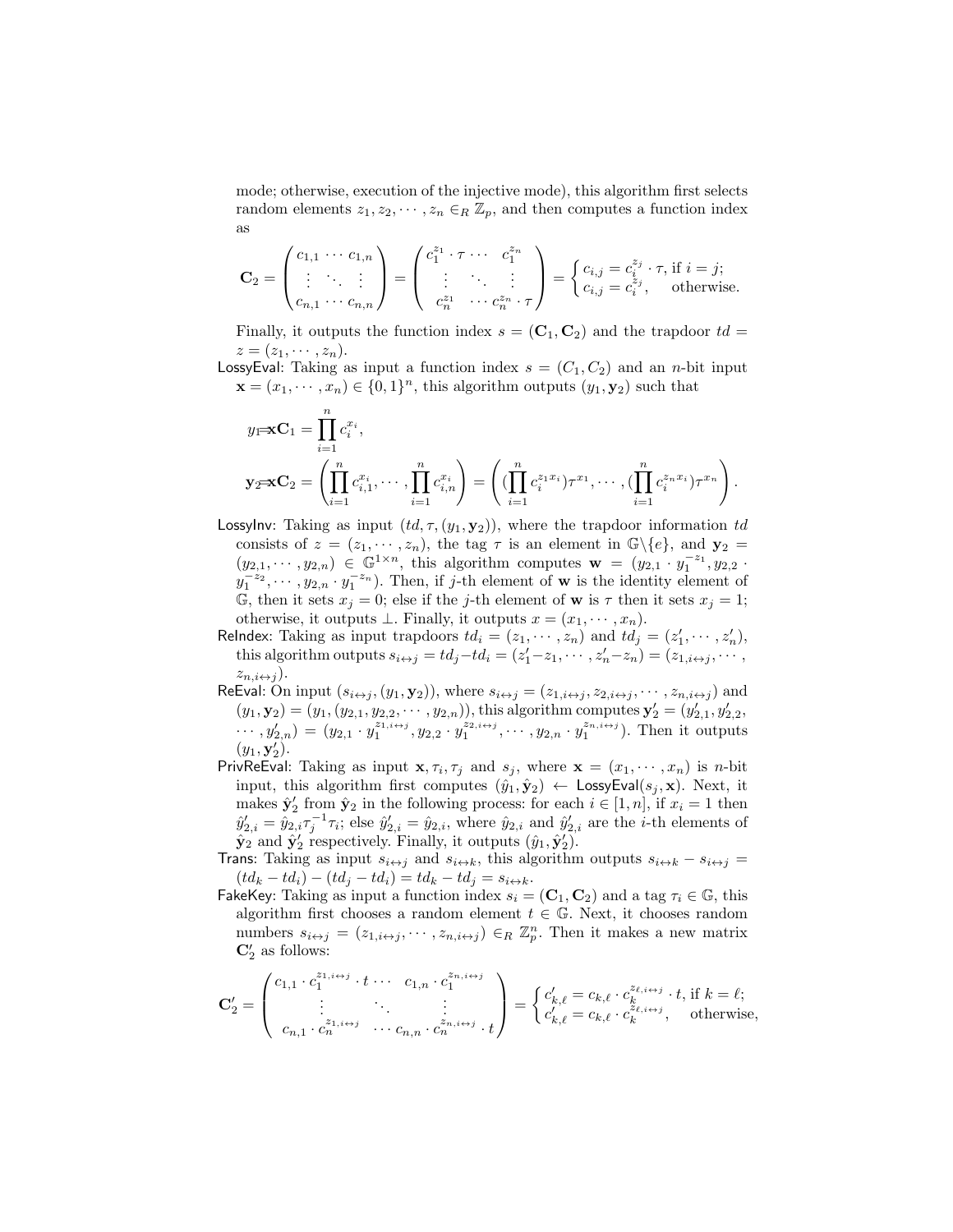mode; otherwise, execution of the injective mode), this algorithm first selects random elements $z_1, z_2, \cdots, z_n \in_R \mathbb{Z}_p$, and then computes a function index as

$$\mathbf{C}_2 = \begin{pmatrix} c_{1,1} & \cdots & c_{1,n} \\ \vdots & \ddots & \vdots \\ c_{n,1} & \cdots & c_{n,n} \end{pmatrix} = \begin{pmatrix} c_1^{z_1} \cdot \tau & \cdots & c_1^{z_n} \\ \vdots & \ddots & \vdots \\ c_n^{z_1} & \cdots & c_n^{z_n} \cdot \tau \end{pmatrix} = \begin{cases} c_{i,j} = c_i^{z_j} \cdot \tau, \text{ if } i = j; \\ c_{i,j} = c_i^{z_j}, \quad \text{otherwise.} \end{cases}$$

Finally, it outputs the function index $s = (\mathbf{C}_1, \mathbf{C}_2)$ and the trapdoor $td = z = (z_1, \cdots, z_n)$.

**LossyEval**: Taking as input a function index $s = (C_1, C_2)$ and an $n$-bit input $\mathbf{x} = (x_1, \cdots, x_n) \in \{0,1\}^n$, this algorithm outputs $(y_1, \mathbf{y}_2)$ such that

$$y_1 = \mathbf{x}\mathbf{C}_1 = \prod_{i=1}^{n} c_i^{x_i},$$

$$\mathbf{y}_2 = \mathbf{x}\mathbf{C}_2 = \left( \prod_{i=1}^{n} c_{i,1}^{x_i}, \cdots, \prod_{i=1}^{n} c_{i,n}^{x_i} \right) = \left( (\prod_{i=1}^{n} c_i^{z_1 x_i})\tau^{x_1}, \cdots, (\prod_{i=1}^{n} c_i^{z_n x_i})\tau^{x_n} \right).$$

**LossyInv**: Taking as input $(td, \tau, (y_1, \mathbf{y}_2))$, where the trapdoor information $td$ consists of $z = (z_1, \cdots, z_n)$, the tag $\tau$ is an element in $\mathbb{G} \backslash \{e\}$, and $\mathbf{y}_2 = (y_{2,1}, \cdots, y_{2,n}) \in \mathbb{G}^{1 \times n}$, this algorithm computes $\mathbf{w} = (y_{2,1} \cdot y_1^{-z_1}, y_{2,2} \cdot y_1^{-z_2}, \cdots, y_{2,n} \cdot y_1^{-z_n})$. Then, if $j$-th element of $\mathbf{w}$ is the identity element of $\mathbb{G}$, then it sets $x_j = 0$; else if the $j$-th element of $\mathbf{w}$ is $\tau$ then it sets $x_j = 1$; otherwise, it outputs $\perp$. Finally, it outputs $x = (x_1, \cdots, x_n)$.

**ReIndex**: Taking as input trapdoors $td_i = (z_1, \cdots, z_n)$ and $td_j = (z_1', \cdots, z_n')$, this algorithm outputs $s_{i \leftrightarrow j} = td_j - td_i = (z_1' - z_1, \cdots, z_n' - z_n) = (z_{1,i \leftrightarrow j}, \cdots, z_{n,i \leftrightarrow j})$.

**ReEval**: On input $(s_{i \leftrightarrow j}, (y_1, \mathbf{y}_2))$, where $s_{i \leftrightarrow j} = (z_{1,i \leftrightarrow j}, z_{2,i \leftrightarrow j}, \cdots, z_{n,i \leftrightarrow j})$ and $(y_1, \mathbf{y}_2) = (y_1, (y_{2,1}, y_{2,2}, \cdots, y_{2,n}))$, this algorithm computes $\mathbf{y}_2' = (y_{2,1}', y_{2,2}', \cdots, y_{2,n}') = (y_{2,1} \cdot y_1^{z_{1,i \leftrightarrow j}}, y_{2,2} \cdot y_1^{z_{2,i \leftrightarrow j}}, \cdots, y_{2,n} \cdot y_1^{z_{n,i \leftrightarrow j}})$. Then it outputs $(y_1, \mathbf{y}_2')$.

**PrivReEval**: Taking as input $\mathbf{x}, \tau_i, \tau_j$ and $s_j$, where $\mathbf{x} = (x_1, \cdots, x_n)$ is $n$-bit input, this algorithm first computes $(\hat{y}_1, \hat{\mathbf{y}}_2) \leftarrow \mathsf{LossyEval}(s_j, \mathbf{x})$. Next, it makes $\hat{\mathbf{y}}_2'$ from $\hat{\mathbf{y}}_2$ in the following process: for each $i \in [1, n]$, if $x_i = 1$ then $\hat{y}_{2,i}' = \hat{y}_{2,i} \tau_j^{-1} \tau_i$; else $\hat{y}_{2,i}' = \hat{y}_{2,i}$, where $\hat{y}_{2,i}$ and $\hat{y}_{2,i}'$ are the $i$-th elements of $\hat{\mathbf{y}}_2$ and $\hat{\mathbf{y}}_2'$ respectively. Finally, it outputs $(\hat{y}_1, \hat{\mathbf{y}}_2')$.

**Trans**: Taking as input $s_{i \leftrightarrow j}$ and $s_{i \leftrightarrow k}$, this algorithm outputs $s_{i \leftrightarrow k} - s_{i \leftrightarrow j} = (td_k - td_i) - (td_j - td_i) = td_k - td_j = s_{j \leftrightarrow k}$.

**FakeKey**: Taking as input a function index $s_i = (\mathbf{C}_1, \mathbf{C}_2)$ and a tag $\tau_i \in \mathbb{G}$, this algorithm first chooses a random element $t \in \mathbb{G}$. Next, it chooses random numbers $s_{i \leftrightarrow j} = (z_{1,i \leftrightarrow j}, \cdots, z_{n,i \leftrightarrow j}) \in_R \mathbb{Z}_p^n$. Then it makes a new matrix $\mathbf{C}_2'$ as follows:

$$\mathbf{C}_2' = \begin{pmatrix} c_{1,1} \cdot c_1^{z_{1,i \leftrightarrow j}} \cdot t & \cdots & c_{1,n} \cdot c_1^{z_{n,i \leftrightarrow j}} \\ \vdots & \ddots & \vdots \\ c_{n,1} \cdot c_n^{z_{1,i \leftrightarrow j}} & \cdots & c_{n,n} \cdot c_n^{z_{n,i \leftrightarrow j}} \cdot t \end{pmatrix} = \begin{cases} c_{k,\ell}' = c_{k,\ell} \cdot c_k^{z_{\ell,i \leftrightarrow j}} \cdot t, \text{ if } k = \ell; \\ c_{k,\ell}' = c_{k,\ell} \cdot c_k^{z_{\ell,i \leftrightarrow j}}, \quad \text{otherwise,} \end{cases}$$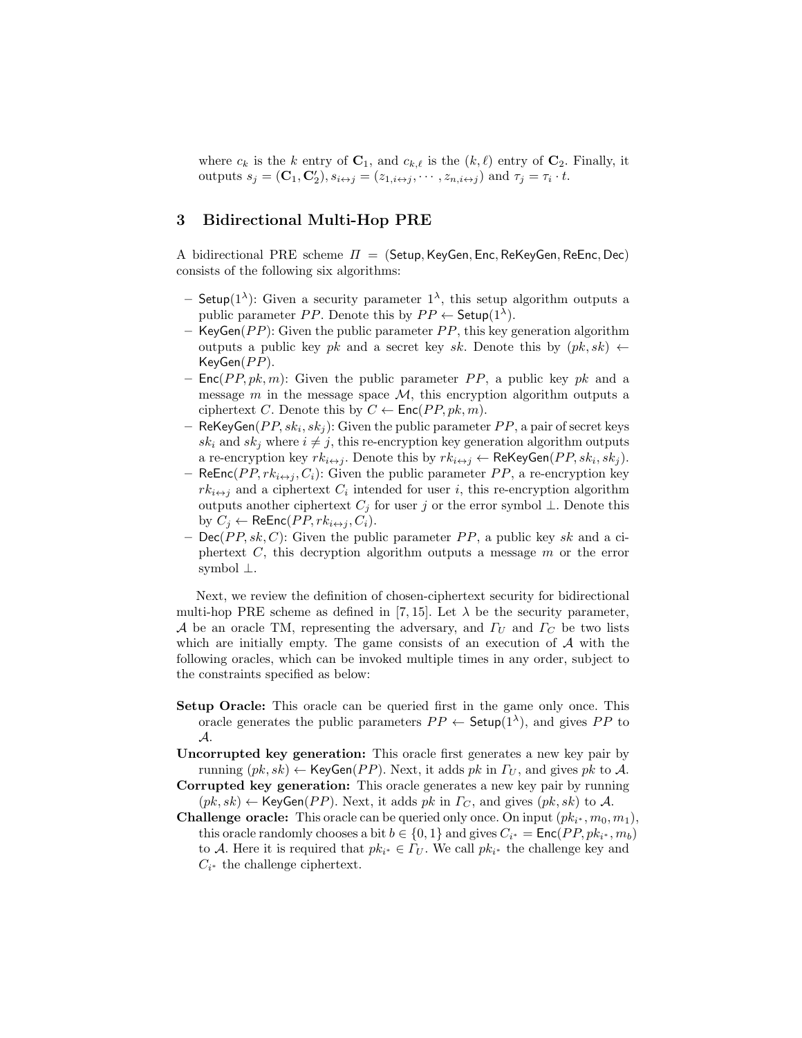where $c_k$ is the $k$ entry of $\mathbf{C}_1$, and $c_{k,\ell}$ is the $(k,\ell)$ entry of $\mathbf{C}_2$. Finally, it outputs $s_j = (\mathbf{C}_1, \mathbf{C}_2')$, $s_{i\leftrightarrow j} = (z_{1,i\leftrightarrow j}, \cdots, z_{n,i\leftrightarrow j})$ and $\tau_j = \tau_i \cdot t$.

## 3 Bidirectional Multi-Hop PRE

A bidirectional PRE scheme $\Pi = (\mathsf{Setup}, \mathsf{KeyGen}, \mathsf{Enc}, \mathsf{ReKeyGen}, \mathsf{ReEnc}, \mathsf{Dec})$ consists of the following six algorithms:

- $\mathsf{Setup}(1^\lambda)$: Given a security parameter $1^\lambda$, this setup algorithm outputs a public parameter $PP$. Denote this by $PP \leftarrow \mathsf{Setup}(1^\lambda)$.
- $\mathsf{KeyGen}(PP)$: Given the public parameter $PP$, this key generation algorithm outputs a public key $pk$ and a secret key $sk$. Denote this by $(pk, sk) \leftarrow \mathsf{KeyGen}(PP)$.
- $\mathsf{Enc}(PP, pk, m)$: Given the public parameter $PP$, a public key $pk$ and a message $m$ in the message space $\mathcal{M}$, this encryption algorithm outputs a ciphertext $C$. Denote this by $C \leftarrow \mathsf{Enc}(PP, pk, m)$.
- $\mathsf{ReKeyGen}(PP, sk_i, sk_j)$: Given the public parameter $PP$, a pair of secret keys $sk_i$ and $sk_j$ where $i \neq j$, this re-encryption key generation algorithm outputs a re-encryption key $rk_{i\leftrightarrow j}$. Denote this by $rk_{i\leftrightarrow j} \leftarrow \mathsf{ReKeyGen}(PP, sk_i, sk_j)$.
- $\mathsf{ReEnc}(PP, rk_{i\leftrightarrow j}, C_i)$: Given the public parameter $PP$, a re-encryption key $rk_{i\leftrightarrow j}$ and a ciphertext $C_i$ intended for user $i$, this re-encryption algorithm outputs another ciphertext $C_j$ for user $j$ or the error symbol $\perp$. Denote this by $C_j \leftarrow \mathsf{ReEnc}(PP, rk_{i\leftrightarrow j}, C_i)$.
- $\mathsf{Dec}(PP, sk, C)$: Given the public parameter $PP$, a public key $sk$ and a ciphertext $C$, this decryption algorithm outputs a message $m$ or the error symbol $\perp$.

Next, we review the definition of chosen-ciphertext security for bidirectional multi-hop PRE scheme as defined in [7, 15]. Let $\lambda$ be the security parameter, $\mathcal{A}$ be an oracle TM, representing the adversary, and $\Gamma_U$ and $\Gamma_C$ be two lists which are initially empty. The game consists of an execution of $\mathcal{A}$ with the following oracles, which can be invoked multiple times in any order, subject to the constraints specified as below:

**Setup Oracle:** This oracle can be queried first in the game only once. This oracle generates the public parameters $PP \leftarrow \mathsf{Setup}(1^\lambda)$, and gives $PP$ to $\mathcal{A}$.

**Uncorrupted key generation:** This oracle first generates a new key pair by running $(pk, sk) \leftarrow \mathsf{KeyGen}(PP)$. Next, it adds $pk$ in $\Gamma_U$, and gives $pk$ to $\mathcal{A}$.

**Corrupted key generation:** This oracle generates a new key pair by running $(pk, sk) \leftarrow \mathsf{KeyGen}(PP)$. Next, it adds $pk$ in $\Gamma_C$, and gives $(pk, sk)$ to $\mathcal{A}$.

**Challenge oracle:** This oracle can be queried only once. On input $(pk_{i^*}, m_0, m_1)$, this oracle randomly chooses a bit $b \in \{0, 1\}$ and gives $C_{i^*} = \mathsf{Enc}(PP, pk_{i^*}, m_b)$ to $\mathcal{A}$. Here it is required that $pk_{i^*} \in \Gamma_U$. We call $pk_{i^*}$ the challenge key and $C_{i^*}$ the challenge ciphertext.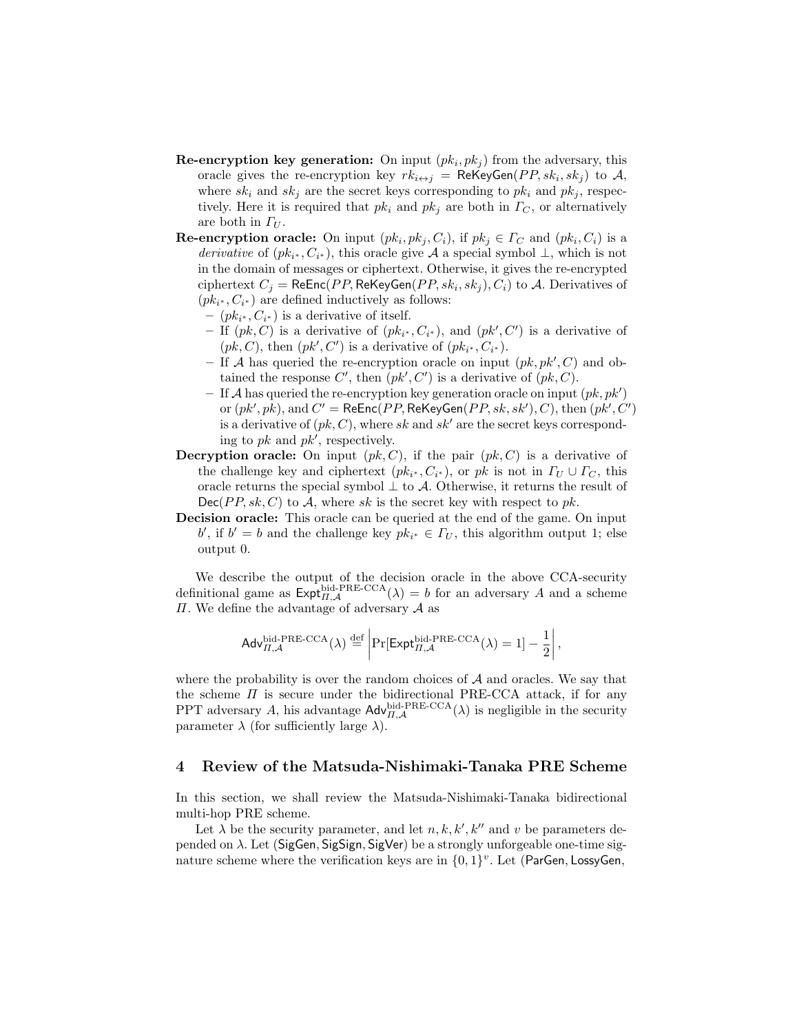**Re-encryption key generation:** On input $(pk_i, pk_j)$ from the adversary, this oracle gives the re-encryption key $rk_{i\leftrightarrow j} = \mathsf{ReKeyGen}(PP, sk_i, sk_j)$ to $\mathcal{A}$, where $sk_i$ and $sk_j$ are the secret keys corresponding to $pk_i$ and $pk_j$, respectively. Here it is required that $pk_i$ and $pk_j$ are both in $\Gamma_C$, or alternatively are both in $\Gamma_U$.

**Re-encryption oracle:** On input $(pk_i, pk_j, C_i)$, if $pk_j \in \Gamma_C$ and $(pk_i, C_i)$ is a *derivative* of $(pk_{i^*}, C_{i^*})$, this oracle give $\mathcal{A}$ a special symbol $\perp$, which is not in the domain of messages or ciphertext. Otherwise, it gives the re-encrypted ciphertext $C_j = \mathsf{ReEnc}(PP, \mathsf{ReKeyGen}(PP, sk_i, sk_j), C_i)$ to $\mathcal{A}$. Derivatives of $(pk_{i^*}, C_{i^*})$ are defined inductively as follows:

- $(pk_{i^*}, C_{i^*})$ is a derivative of itself.
- If $(pk, C)$ is a derivative of $(pk_{i^*}, C_{i^*})$, and $(pk', C')$ is a derivative of $(pk, C)$, then $(pk', C')$ is a derivative of $(pk_{i^*}, C_{i^*})$.
- If $\mathcal{A}$ has queried the re-encryption oracle on input $(pk, pk', C)$ and obtained the response $C'$, then $(pk', C')$ is a derivative of $(pk, C)$.
- If $\mathcal{A}$ has queried the re-encryption key generation oracle on input $(pk, pk')$ or $(pk', pk)$, and $C' = \mathsf{ReEnc}(PP, \mathsf{ReKeyGen}(PP, sk, sk'), C)$, then $(pk', C')$ is a derivative of $(pk, C)$, where $sk$ and $sk'$ are the secret keys corresponding to $pk$ and $pk'$, respectively.

**Decryption oracle:** On input $(pk, C)$, if the pair $(pk, C)$ is a derivative of the challenge key and ciphertext $(pk_{i^*}, C_{i^*})$, or $pk$ is not in $\Gamma_U \cup \Gamma_C$, this oracle returns the special symbol $\perp$ to $\mathcal{A}$. Otherwise, it returns the result of $\mathsf{Dec}(PP, sk, C)$ to $\mathcal{A}$, where $sk$ is the secret key with respect to $pk$.

**Decision oracle:** This oracle can be queried at the end of the game. On input $b'$, if $b' = b$ and the challenge key $pk_{i^*} \in \Gamma_U$, this algorithm output 1; else output 0.

We describe the output of the decision oracle in the above CCA-security definitional game as $\mathsf{Expt}^{\text{bid-PRE-CCA}}_{\Pi,\mathcal{A}}(\lambda) = b$ for an adversary $A$ and a scheme $\Pi$. We define the advantage of adversary $\mathcal{A}$ as

$$\mathsf{Adv}^{\text{bid-PRE-CCA}}_{\Pi,\mathcal{A}}(\lambda) \stackrel{\text{def}}{=} \left| \Pr[\mathsf{Expt}^{\text{bid-PRE-CCA}}_{\Pi,\mathcal{A}}(\lambda) = 1] - \frac{1}{2} \right|,$$

where the probability is over the random choices of $\mathcal{A}$ and oracles. We say that the scheme $\Pi$ is secure under the bidirectional PRE-CCA attack, if for any PPT adversary $A$, his advantage $\mathsf{Adv}^{\text{bid-PRE-CCA}}_{\Pi,\mathcal{A}}(\lambda)$ is negligible in the security parameter $\lambda$ (for sufficiently large $\lambda$).

## 4 Review of the Matsuda-Nishimaki-Tanaka PRE Scheme

In this section, we shall review the Matsuda-Nishimaki-Tanaka bidirectional multi-hop PRE scheme.

Let $\lambda$ be the security parameter, and let $n, k, k', k''$ and $v$ be parameters depended on $\lambda$. Let $(\mathsf{SigGen}, \mathsf{SigSign}, \mathsf{SigVer})$ be a strongly unforgeable one-time signature scheme where the verification keys are in $\{0,1\}^v$. Let $(\mathsf{ParGen}, \mathsf{LossyGen},$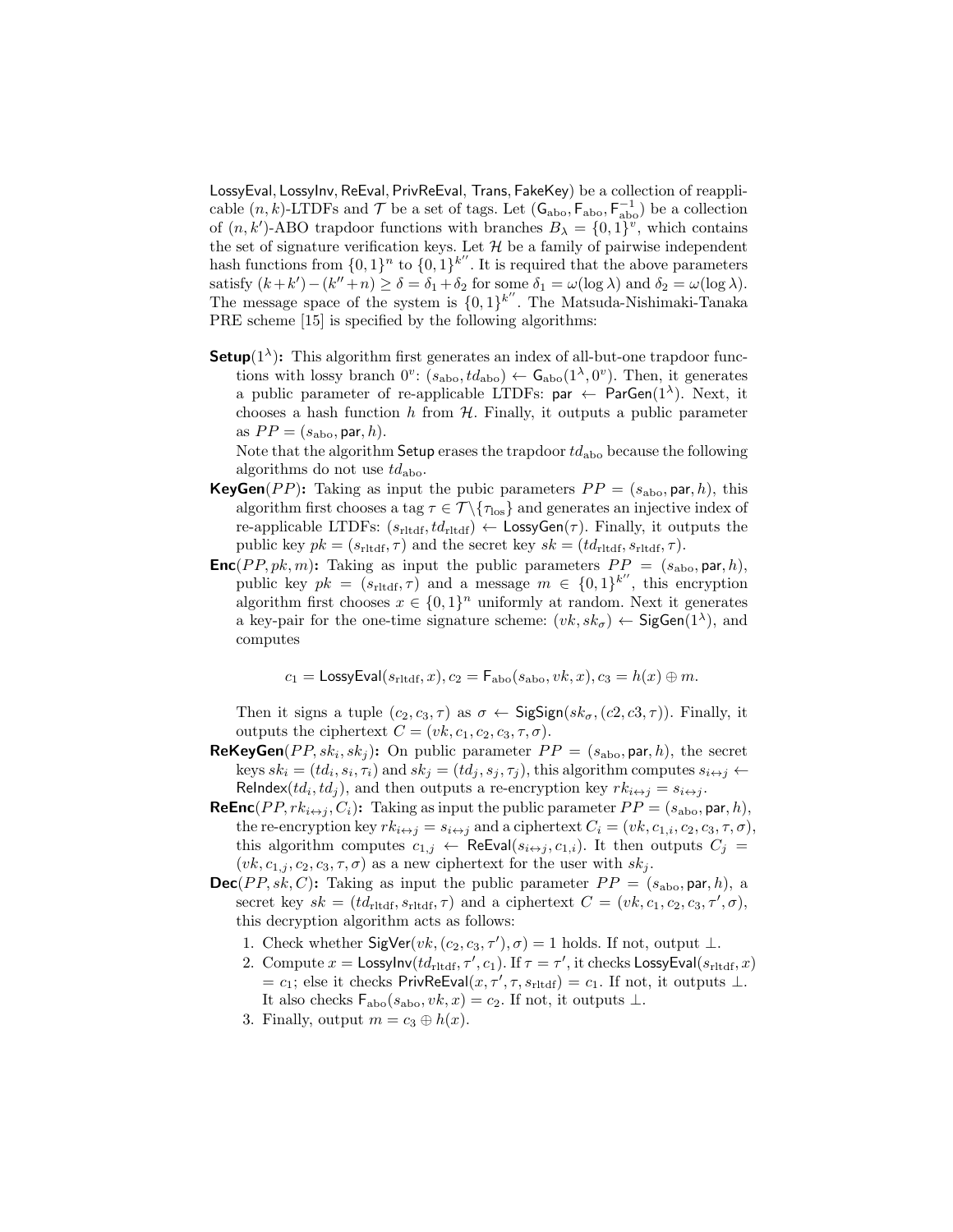LossyEval, LossyInv, ReEval, PrivReEval, Trans, FakeKey) be a collection of reapplicable $(n, k)$-LTDFs and $\mathcal{T}$ be a set of tags. Let $(\mathsf{G}_{\text{abo}}, \mathsf{F}_{\text{abo}}, \mathsf{F}_{\text{abo}}^{-1})$ be a collection of $(n, k')$-ABO trapdoor functions with branches $B_\lambda = \{0,1\}^v$, which contains the set of signature verification keys. Let $\mathcal{H}$ be a family of pairwise independent hash functions from $\{0,1\}^n$ to $\{0,1\}^{k''}$. It is required that the above parameters satisfy $(k+k') - (k''+n) \geq \delta = \delta_1 + \delta_2$ for some $\delta_1 = \omega(\log \lambda)$ and $\delta_2 = \omega(\log \lambda)$. The message space of the system is $\{0,1\}^{k''}$. The Matsuda-Nishimaki-Tanaka PRE scheme [15] is specified by the following algorithms:

**Setup**$(1^\lambda)$**:** This algorithm first generates an index of all-but-one trapdoor functions with lossy branch $0^v$: $(s_{\text{abo}}, td_{\text{abo}}) \leftarrow \mathsf{G}_{\text{abo}}(1^\lambda, 0^v)$. Then, it generates a public parameter of re-applicable LTDFs: $\mathsf{par} \leftarrow \mathsf{ParGen}(1^\lambda)$. Next, it chooses a hash function $h$ from $\mathcal{H}$. Finally, it outputs a public parameter as $PP = (s_{\text{abo}}, \mathsf{par}, h)$.

Note that the algorithm Setup erases the trapdoor $td_{\text{abo}}$ because the following algorithms do not use $td_{\text{abo}}$.

**KeyGen**$(PP)$**:** Taking as input the pubic parameters $PP = (s_{\text{abo}}, \mathsf{par}, h)$, this algorithm first chooses a tag $\tau \in \mathcal{T} \backslash \{\tau_{\text{los}}\}$ and generates an injective index of re-applicable LTDFs: $(s_{\text{rltdf}}, td_{\text{rltdf}}) \leftarrow \mathsf{LossyGen}(\tau)$. Finally, it outputs the public key $pk = (s_{\text{rltdf}}, \tau)$ and the secret key $sk = (td_{\text{rltdf}}, s_{\text{rltdf}}, \tau)$.

**Enc**$(PP, pk, m)$**:** Taking as input the public parameters $PP = (s_{\text{abo}}, \mathsf{par}, h)$, public key $pk = (s_{\text{rltdf}}, \tau)$ and a message $m \in \{0,1\}^{k''}$, this encryption algorithm first chooses $x \in \{0,1\}^n$ uniformly at random. Next it generates a key-pair for the one-time signature scheme: $(vk, sk_\sigma) \leftarrow \mathsf{SigGen}(1^\lambda)$, and computes

$$c_1 = \mathsf{LossyEval}(s_{\text{rltdf}}, x), c_2 = \mathsf{F}_{\text{abo}}(s_{\text{abo}}, vk, x), c_3 = h(x) \oplus m.$$

Then it signs a tuple $(c_2, c_3, \tau)$ as $\sigma \leftarrow \mathsf{SigSign}(sk_\sigma, (c2, c3, \tau))$. Finally, it outputs the ciphertext $C = (vk, c_1, c_2, c_3, \tau, \sigma)$.

**ReKeyGen**$(PP, sk_i, sk_j)$**:** On public parameter $PP = (s_{\text{abo}}, \mathsf{par}, h)$, the secret keys $sk_i = (td_i, s_i, \tau_i)$ and $sk_j = (td_j, s_j, \tau_j)$, this algorithm computes $s_{i\leftrightarrow j} \leftarrow \mathsf{ReIndex}(td_i, td_j)$, and then outputs a re-encryption key $rk_{i\leftrightarrow j} = s_{i\leftrightarrow j}$.

**ReEnc**$(PP, rk_{i\leftrightarrow j}, C_i)$**:** Taking as input the public parameter $PP = (s_{\text{abo}}, \mathsf{par}, h)$, the re-encryption key $rk_{i\leftrightarrow j} = s_{i\leftrightarrow j}$ and a ciphertext $C_i = (vk, c_{1,i}, c_2, c_3, \tau, \sigma)$, this algorithm computes $c_{1,j} \leftarrow \mathsf{ReEval}(s_{i\leftrightarrow j}, c_{1,i})$. It then outputs $C_j = (vk, c_{1,j}, c_2, c_3, \tau, \sigma)$ as a new ciphertext for the user with $sk_j$.

**Dec**$(PP, sk, C)$**:** Taking as input the public parameter $PP = (s_{\text{abo}}, \mathsf{par}, h)$, a secret key $sk = (td_{\text{rltdf}}, s_{\text{rltdf}}, \tau)$ and a ciphertext $C = (vk, c_1, c_2, c_3, \tau', \sigma)$, this decryption algorithm acts as follows:

1. Check whether $\mathsf{SigVer}(vk, (c_2, c_3, \tau'), \sigma) = 1$ holds. If not, output $\perp$.
2. Compute $x = \mathsf{LossyInv}(td_{\text{rltdf}}, \tau', c_1)$. If $\tau = \tau'$, it checks $\mathsf{LossyEval}(s_{\text{rltdf}}, x) = c_1$; else it checks $\mathsf{PrivReEval}(x, \tau', \tau, s_{\text{rltdf}}) = c_1$. If not, it outputs $\perp$. It also checks $\mathsf{F}_{\text{abo}}(s_{\text{abo}}, vk, x) = c_2$. If not, it outputs $\perp$.
3. Finally, output $m = c_3 \oplus h(x)$.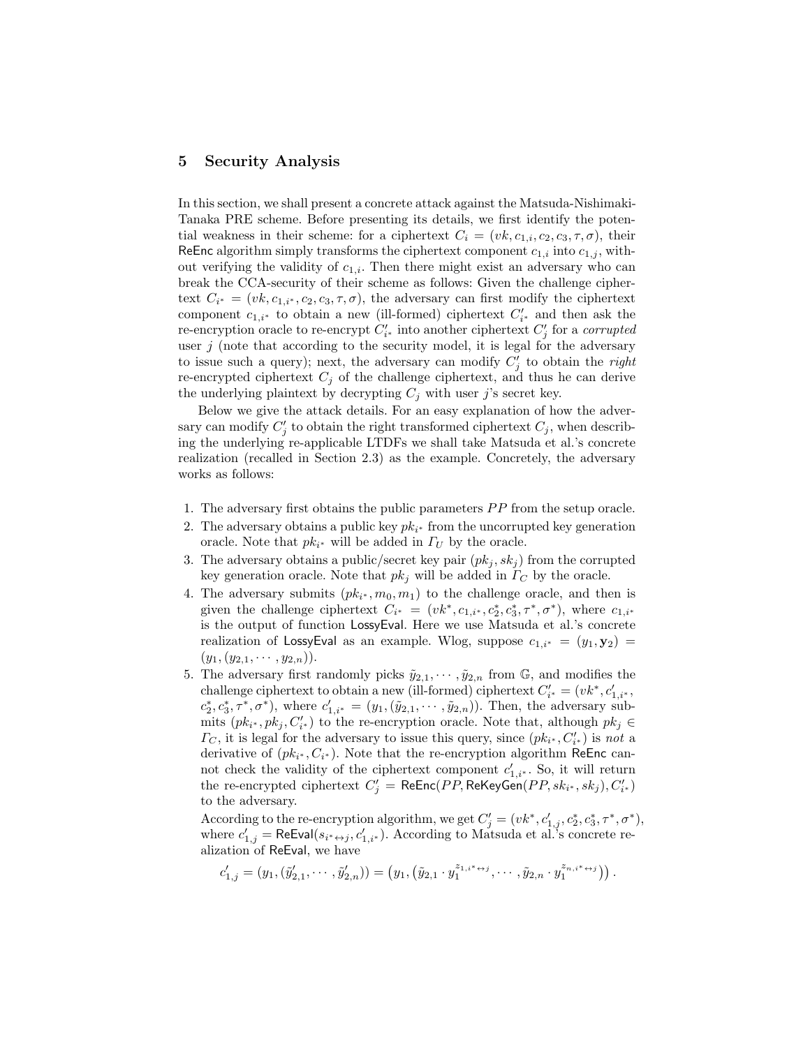## 5 Security Analysis

In this section, we shall present a concrete attack against the Matsuda-Nishimaki-Tanaka PRE scheme. Before presenting its details, we first identify the potential weakness in their scheme: for a ciphertext $C_i = (vk, c_{1,i}, c_2, c_3, \tau, \sigma)$, their $\mathsf{ReEnc}$ algorithm simply transforms the ciphertext component $c_{1,i}$ into $c_{1,j}$, without verifying the validity of $c_{1,i}$. Then there might exist an adversary who can break the CCA-security of their scheme as follows: Given the challenge ciphertext $C_{i^*} = (vk, c_{1,i^*}, c_2, c_3, \tau, \sigma)$, the adversary can first modify the ciphertext component $c_{1,i^*}$ to obtain a new (ill-formed) ciphertext $C'_{i^*}$ and then ask the re-encryption oracle to re-encrypt $C'_{i^*}$ into another ciphertext $C'_j$ for a *corrupted* user $j$ (note that according to the security model, it is legal for the adversary to issue such a query); next, the adversary can modify $C'_j$ to obtain the *right* re-encrypted ciphertext $C_j$ of the challenge ciphertext, and thus he can derive the underlying plaintext by decrypting $C_j$ with user $j$'s secret key.

Below we give the attack details. For an easy explanation of how the adversary can modify $C'_j$ to obtain the right transformed ciphertext $C_j$, when describing the underlying re-applicable LTDFs we shall take Matsuda et al.'s concrete realization (recalled in Section 2.3) as the example. Concretely, the adversary works as follows:

1. The adversary first obtains the public parameters $PP$ from the setup oracle.
2. The adversary obtains a public key $pk_{i^*}$ from the uncorrupted key generation oracle. Note that $pk_{i^*}$ will be added in $\Gamma_U$ by the oracle.
3. The adversary obtains a public/secret key pair $(pk_j, sk_j)$ from the corrupted key generation oracle. Note that $pk_j$ will be added in $\Gamma_C$ by the oracle.
4. The adversary submits $(pk_{i^*}, m_0, m_1)$ to the challenge oracle, and then is given the challenge ciphertext $C_{i^*} = (vk^*, c_{1,i^*}, c_2^*, c_3^*, \tau^*, \sigma^*)$, where $c_{1,i^*}$ is the output of function $\mathsf{LossyEval}$. Here we use Matsuda et al.'s concrete realization of $\mathsf{LossyEval}$ as an example. Wlog, suppose $c_{1,i^*} = (y_1, \mathbf{y}_2) = (y_1, (y_{2,1}, \cdots, y_{2,n}))$.
5. The adversary first randomly picks $\tilde{y}_{2,1}, \cdots, \tilde{y}_{2,n}$ from $\mathbb{G}$, and modifies the challenge ciphertext to obtain a new (ill-formed) ciphertext $C'_{i^*} = (vk^*, c'_{1,i^*}, c_2^*, c_3^*, \tau^*, \sigma^*)$, where $c'_{1,i^*} = (y_1, (\tilde{y}_{2,1}, \cdots, \tilde{y}_{2,n}))$. Then, the adversary submits $(pk_{i^*}, pk_j, C'_{i^*})$ to the re-encryption oracle. Note that, although $pk_j \in \Gamma_C$, it is legal for the adversary to issue this query, since $(pk_{i^*}, C'_{i^*})$ is *not* a derivative of $(pk_{i^*}, C_{i^*})$. Note that the re-encryption algorithm $\mathsf{ReEnc}$ cannot check the validity of the ciphertext component $c'_{1,i^*}$. So, it will return the re-encrypted ciphertext $C'_j = \mathsf{ReEnc}(PP, \mathsf{ReKeyGen}(PP, sk_{i^*}, sk_j), C'_{i^*})$ to the adversary.

   According to the re-encryption algorithm, we get $C'_j = (vk^*, c'_{1,j}, c_2^*, c_3^*, \tau^*, \sigma^*)$, where $c'_{1,j} = \mathsf{ReEval}(s_{i^* \leftrightarrow j}, c'_{1,i^*})$. According to Matsuda et al.'s concrete realization of $\mathsf{ReEval}$, we have

$$c'_{1,j} = (y_1, (\tilde{y}'_{2,1}, \cdots, \tilde{y}'_{2,n})) = \left(y_1, \left(\tilde{y}_{2,1} \cdot y_1^{z_{1,i^* \leftrightarrow j}}, \cdots, \tilde{y}_{2,n} \cdot y_1^{z_{n,i^* \leftrightarrow j}}\right)\right).$$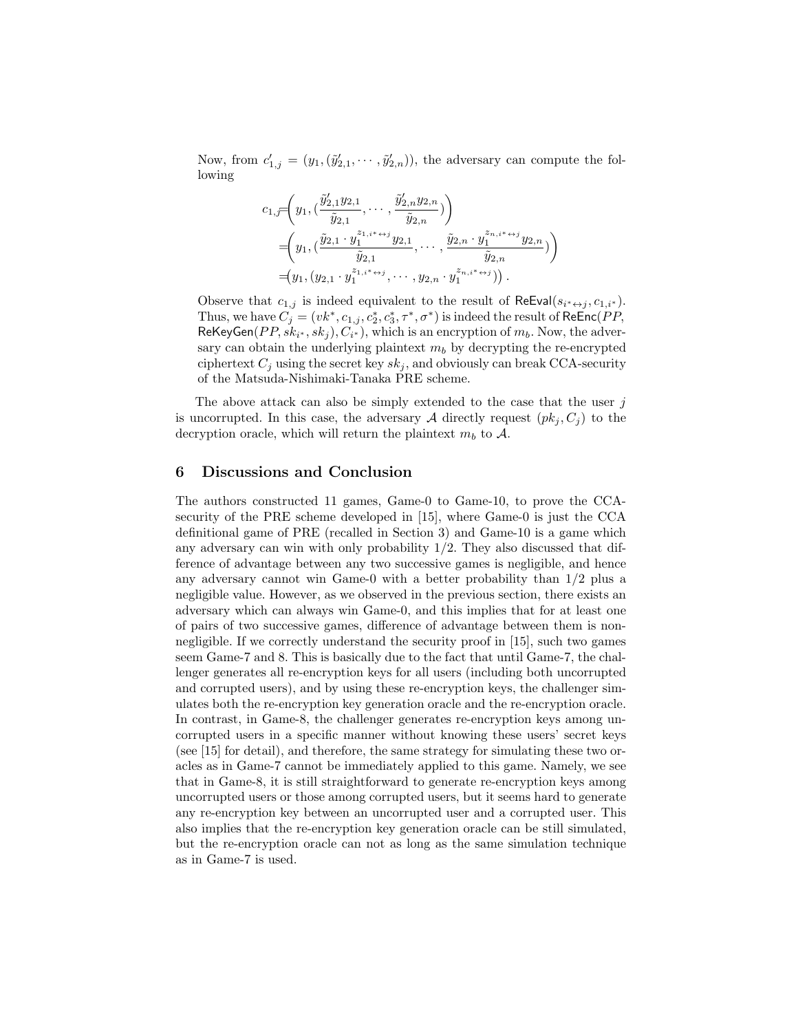Now, from $c'_{1,j} = (y_1, (\tilde{y}'_{2,1}, \cdots, \tilde{y}'_{2,n}))$, the adversary can compute the following

$$
\begin{aligned}
c_{1,j} &= \left( y_1, (\frac{\tilde{y}'_{2,1} y_{2,1}}{\tilde{y}_{2,1}}, \cdots, \frac{\tilde{y}'_{2,n} y_{2,n}}{\tilde{y}_{2,n}}) \right) \\
&= \left( y_1, (\frac{\tilde{y}_{2,1} \cdot y_1^{z_{1,i^* \leftrightarrow j}} y_{2,1}}{\tilde{y}_{2,1}}, \cdots, \frac{\tilde{y}_{2,n} \cdot y_1^{z_{n,i^* \leftrightarrow j}} y_{2,n}}{\tilde{y}_{2,n}}) \right) \\
&= \left( y_1, (y_{2,1} \cdot y_1^{z_{1,i^* \leftrightarrow j}}, \cdots, y_{2,n} \cdot y_1^{z_{n,i^* \leftrightarrow j}}) \right).
\end{aligned}
$$

Observe that $c_{1,j}$ is indeed equivalent to the result of $\mathsf{ReEval}(s_{i^* \leftrightarrow j}, c_{1,i^*})$. Thus, we have $C_j = (vk^*, c_{1,j}, c_2^*, c_3^*, \tau^*, \sigma^*)$ is indeed the result of $\mathsf{ReEnc}(PP, \mathsf{ReKeyGen}(PP, sk_{i^*}, sk_j), C_{i^*})$, which is an encryption of $m_b$. Now, the adversary can obtain the underlying plaintext $m_b$ by decrypting the re-encrypted ciphertext $C_j$ using the secret key $sk_j$, and obviously can break CCA-security of the Matsuda-Nishimaki-Tanaka PRE scheme.

The above attack can also be simply extended to the case that the user $j$ is uncorrupted. In this case, the adversary $\mathcal{A}$ directly request $(pk_j, C_j)$ to the decryption oracle, which will return the plaintext $m_b$ to $\mathcal{A}$.

## 6 Discussions and Conclusion

The authors constructed 11 games, Game-0 to Game-10, to prove the CCA-security of the PRE scheme developed in [15], where Game-0 is just the CCA definitional game of PRE (recalled in Section 3) and Game-10 is a game which any adversary can win with only probability 1/2. They also discussed that difference of advantage between any two successive games is negligible, and hence any adversary cannot win Game-0 with a better probability than 1/2 plus a negligible value. However, as we observed in the previous section, there exists an adversary which can always win Game-0, and this implies that for at least one of pairs of two successive games, difference of advantage between them is non-negligible. If we correctly understand the security proof in [15], such two games seem Game-7 and 8. This is basically due to the fact that until Game-7, the challenger generates all re-encryption keys for all users (including both uncorrupted and corrupted users), and by using these re-encryption keys, the challenger simulates both the re-encryption key generation oracle and the re-encryption oracle. In contrast, in Game-8, the challenger generates re-encryption keys among uncorrupted users in a specific manner without knowing these users' secret keys (see [15] for detail), and therefore, the same strategy for simulating these two oracles as in Game-7 cannot be immediately applied to this game. Namely, we see that in Game-8, it is still straightforward to generate re-encryption keys among uncorrupted users or those among corrupted users, but it seems hard to generate any re-encryption key between an uncorrupted user and a corrupted user. This also implies that the re-encryption key generation oracle can be still simulated, but the re-encryption oracle can not as long as the same simulation technique as in Game-7 is used.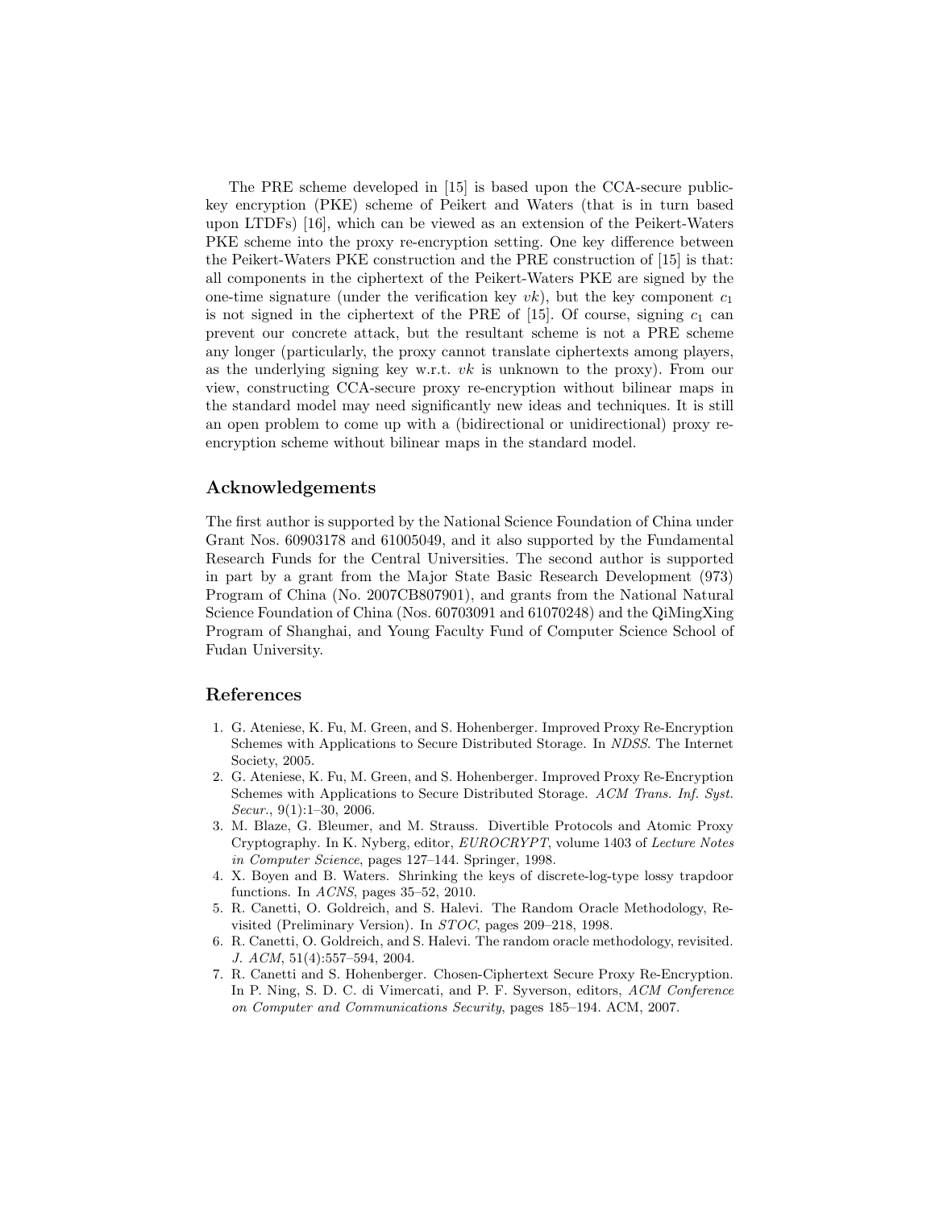The PRE scheme developed in [15] is based upon the CCA-secure public-key encryption (PKE) scheme of Peikert and Waters (that is in turn based upon LTDFs) [16], which can be viewed as an extension of the Peikert-Waters PKE scheme into the proxy re-encryption setting. One key difference between the Peikert-Waters PKE construction and the PRE construction of [15] is that: all components in the ciphertext of the Peikert-Waters PKE are signed by the one-time signature (under the verification key $vk$), but the key component $c_1$ is not signed in the ciphertext of the PRE of [15]. Of course, signing $c_1$ can prevent our concrete attack, but the resultant scheme is not a PRE scheme any longer (particularly, the proxy cannot translate ciphertexts among players, as the underlying signing key w.r.t. $vk$ is unknown to the proxy). From our view, constructing CCA-secure proxy re-encryption without bilinear maps in the standard model may need significantly new ideas and techniques. It is still an open problem to come up with a (bidirectional or unidirectional) proxy re-encryption scheme without bilinear maps in the standard model.

## Acknowledgements

The first author is supported by the National Science Foundation of China under Grant Nos. 60903178 and 61005049, and it also supported by the Fundamental Research Funds for the Central Universities. The second author is supported in part by a grant from the Major State Basic Research Development (973) Program of China (No. 2007CB807901), and grants from the National Natural Science Foundation of China (Nos. 60703091 and 61070248) and the QiMingXing Program of Shanghai, and Young Faculty Fund of Computer Science School of Fudan University.

## References

1. G. Ateniese, K. Fu, M. Green, and S. Hohenberger. Improved Proxy Re-Encryption Schemes with Applications to Secure Distributed Storage. In *NDSS*. The Internet Society, 2005.
2. G. Ateniese, K. Fu, M. Green, and S. Hohenberger. Improved Proxy Re-Encryption Schemes with Applications to Secure Distributed Storage. *ACM Trans. Inf. Syst. Secur.*, 9(1):1–30, 2006.
3. M. Blaze, G. Bleumer, and M. Strauss. Divertible Protocols and Atomic Proxy Cryptography. In K. Nyberg, editor, *EUROCRYPT*, volume 1403 of *Lecture Notes in Computer Science*, pages 127–144. Springer, 1998.
4. X. Boyen and B. Waters. Shrinking the keys of discrete-log-type lossy trapdoor functions. In *ACNS*, pages 35–52, 2010.
5. R. Canetti, O. Goldreich, and S. Halevi. The Random Oracle Methodology, Revisited (Preliminary Version). In *STOC*, pages 209–218, 1998.
6. R. Canetti, O. Goldreich, and S. Halevi. The random oracle methodology, revisited. *J. ACM*, 51(4):557–594, 2004.
7. R. Canetti and S. Hohenberger. Chosen-Ciphertext Secure Proxy Re-Encryption. In P. Ning, S. D. C. di Vimercati, and P. F. Syverson, editors, *ACM Conference on Computer and Communications Security*, pages 185–194. ACM, 2007.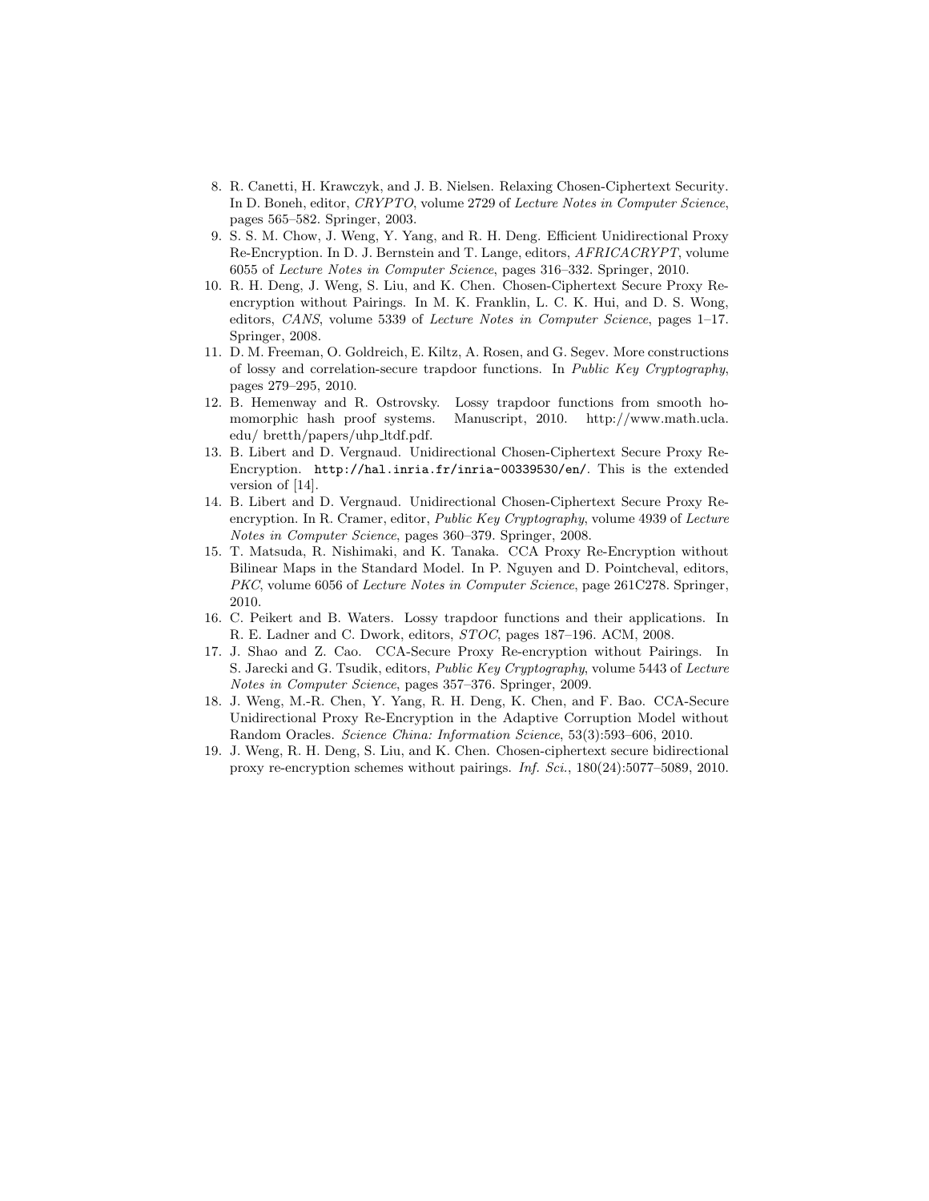8. R. Canetti, H. Krawczyk, and J. B. Nielsen. Relaxing Chosen-Ciphertext Security. In D. Boneh, editor, *CRYPTO*, volume 2729 of *Lecture Notes in Computer Science*, pages 565–582. Springer, 2003.
9. S. S. M. Chow, J. Weng, Y. Yang, and R. H. Deng. Efficient Unidirectional Proxy Re-Encryption. In D. J. Bernstein and T. Lange, editors, *AFRICACRYPT*, volume 6055 of *Lecture Notes in Computer Science*, pages 316–332. Springer, 2010.
10. R. H. Deng, J. Weng, S. Liu, and K. Chen. Chosen-Ciphertext Secure Proxy Re-encryption without Pairings. In M. K. Franklin, L. C. K. Hui, and D. S. Wong, editors, *CANS*, volume 5339 of *Lecture Notes in Computer Science*, pages 1–17. Springer, 2008.
11. D. M. Freeman, O. Goldreich, E. Kiltz, A. Rosen, and G. Segev. More constructions of lossy and correlation-secure trapdoor functions. In *Public Key Cryptography*, pages 279–295, 2010.
12. B. Hemenway and R. Ostrovsky. Lossy trapdoor functions from smooth homomorphic hash proof systems. Manuscript, 2010. http://www.math.ucla.edu/ bretth/papers/uhp_ltdf.pdf.
13. B. Libert and D. Vergnaud. Unidirectional Chosen-Ciphertext Secure Proxy Re-Encryption. `http://hal.inria.fr/inria-00339530/en/`. This is the extended version of [14].
14. B. Libert and D. Vergnaud. Unidirectional Chosen-Ciphertext Secure Proxy Re-encryption. In R. Cramer, editor, *Public Key Cryptography*, volume 4939 of *Lecture Notes in Computer Science*, pages 360–379. Springer, 2008.
15. T. Matsuda, R. Nishimaki, and K. Tanaka. CCA Proxy Re-Encryption without Bilinear Maps in the Standard Model. In P. Nguyen and D. Pointcheval, editors, *PKC*, volume 6056 of *Lecture Notes in Computer Science*, page 261C278. Springer, 2010.
16. C. Peikert and B. Waters. Lossy trapdoor functions and their applications. In R. E. Ladner and C. Dwork, editors, *STOC*, pages 187–196. ACM, 2008.
17. J. Shao and Z. Cao. CCA-Secure Proxy Re-encryption without Pairings. In S. Jarecki and G. Tsudik, editors, *Public Key Cryptography*, volume 5443 of *Lecture Notes in Computer Science*, pages 357–376. Springer, 2009.
18. J. Weng, M.-R. Chen, Y. Yang, R. H. Deng, K. Chen, and F. Bao. CCA-Secure Unidirectional Proxy Re-Encryption in the Adaptive Corruption Model without Random Oracles. *Science China: Information Science*, 53(3):593–606, 2010.
19. J. Weng, R. H. Deng, S. Liu, and K. Chen. Chosen-ciphertext secure bidirectional proxy re-encryption schemes without pairings. *Inf. Sci.*, 180(24):5077–5089, 2010.